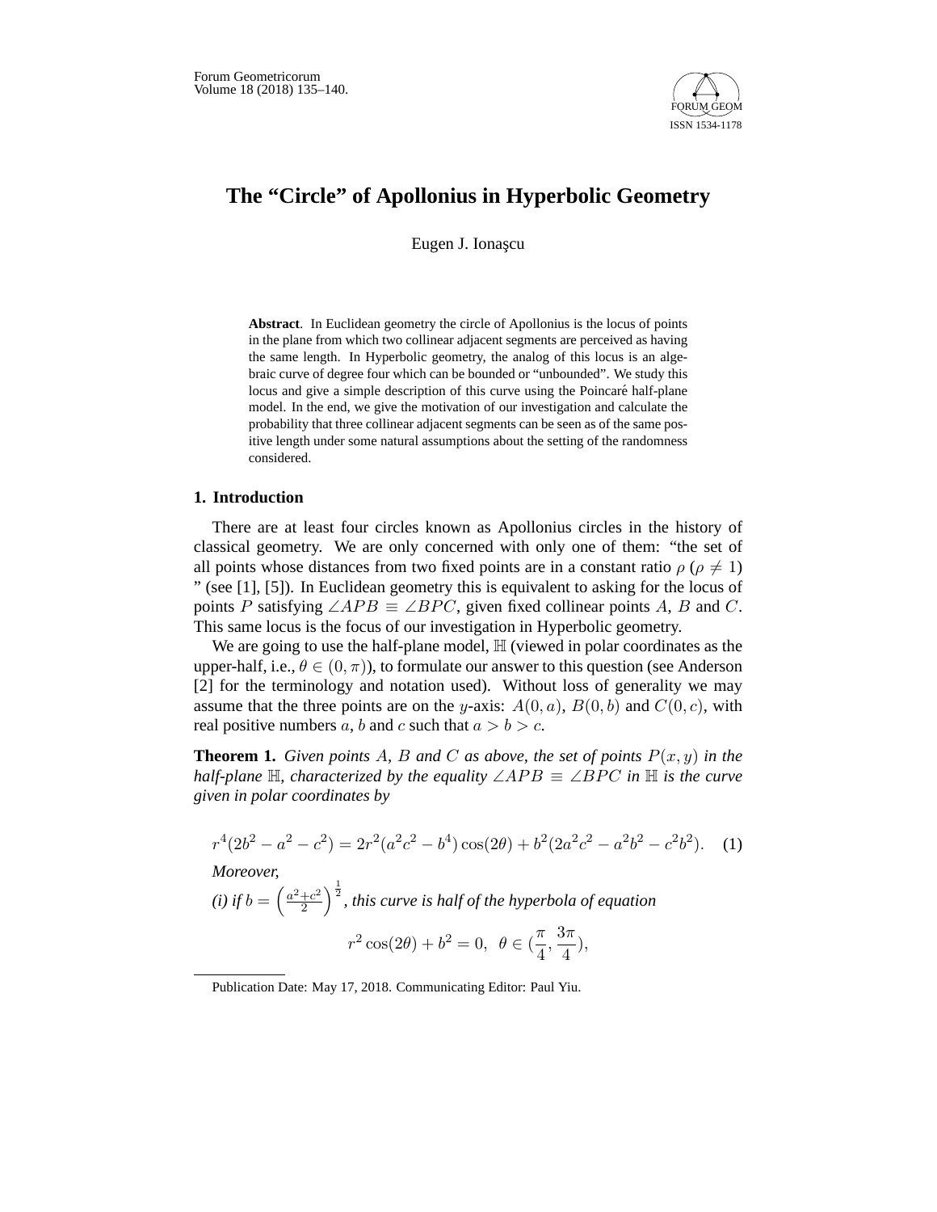# The "Circle" of Apollonius in Hyperbolic Geometry

Eugen J. Ionaşcu

**Abstract**. In Euclidean geometry the circle of Apollonius is the locus of points in the plane from which two collinear adjacent segments are perceived as having the same length. In Hyperbolic geometry, the analog of this locus is an algebraic curve of degree four which can be bounded or "unbounded". We study this locus and give a simple description of this curve using the Poincaré half-plane model. In the end, we give the motivation of our investigation and calculate the probability that three collinear adjacent segments can be seen as of the same positive length under some natural assumptions about the setting of the randomness considered.

## 1. Introduction

There are at least four circles known as Apollonius circles in the history of classical geometry. We are only concerned with only one of them: "the set of all points whose distances from two fixed points are in a constant ratio $\rho$ ($\rho \neq 1$) " (see [1], [5]). In Euclidean geometry this is equivalent to asking for the locus of points $P$ satisfying $\angle APB \equiv \angle BPC$, given fixed collinear points $A$, $B$ and $C$. This same locus is the focus of our investigation in Hyperbolic geometry.

We are going to use the half-plane model, $\mathbb{H}$ (viewed in polar coordinates as the upper-half, i.e., $\theta \in (0, \pi)$), to formulate our answer to this question (see Anderson [2] for the terminology and notation used). Without loss of generality we may assume that the three points are on the $y$-axis: $A(0, a)$, $B(0, b)$ and $C(0, c)$, with real positive numbers $a$, $b$ and $c$ such that $a > b > c$.

**Theorem 1.** *Given points $A$, $B$ and $C$ as above, the set of points $P(x, y)$ in the half-plane $\mathbb{H}$, characterized by the equality $\angle APB \equiv \angle BPC$ in $\mathbb{H}$ is the curve given in polar coordinates by*

$$r^4(2b^2 - a^2 - c^2) = 2r^2(a^2c^2 - b^4)\cos(2\theta) + b^2(2a^2c^2 - a^2b^2 - c^2b^2). \quad (1)$$

*Moreover,*

*(i) if $b = \left(\frac{a^2+c^2}{2}\right)^{\frac{1}{2}}$, this curve is half of the hyperbola of equation*

$$r^2\cos(2\theta) + b^2 = 0, \;\; \theta \in (\frac{\pi}{4}, \frac{3\pi}{4}),$$

Publication Date: May 17, 2018. Communicating Editor: Paul Yiu.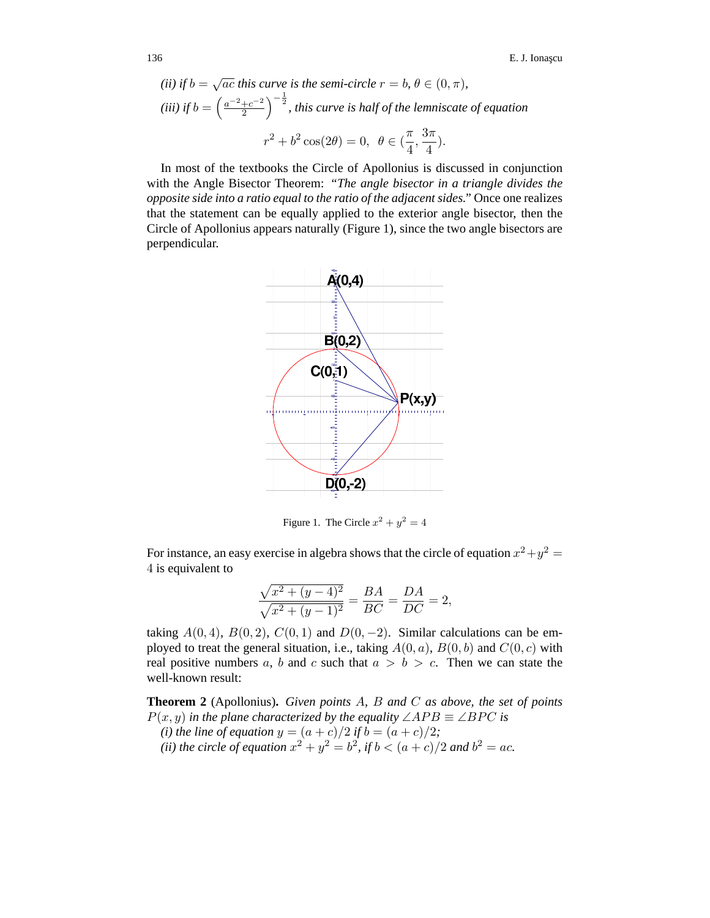*(ii) if $b = \sqrt{ac}$ this curve is the semi-circle $r = b$, $\theta \in (0, \pi)$,*

*(iii) if $b = \left(\frac{a^{-2}+c^{-2}}{2}\right)^{-\frac{1}{2}}$, this curve is half of the lemniscate of equation*

$$r^2 + b^2 \cos(2\theta) = 0, \;\; \theta \in (\frac{\pi}{4}, \frac{3\pi}{4}).$$

In most of the textbooks the Circle of Apollonius is discussed in conjunction with the Angle Bisector Theorem: *"The angle bisector in a triangle divides the opposite side into a ratio equal to the ratio of the adjacent sides."* Once one realizes that the statement can be equally applied to the exterior angle bisector, then the Circle of Apollonius appears naturally (Figure 1), since the two angle bisectors are perpendicular.

Figure 1. The Circle $x^2 + y^2 = 4$

For instance, an easy exercise in algebra shows that the circle of equation $x^2+y^2 = 4$ is equivalent to

$$\frac{\sqrt{x^2 + (y-4)^2}}{\sqrt{x^2 + (y-1)^2}} = \frac{BA}{BC} = \frac{DA}{DC} = 2,$$

taking $A(0, 4)$, $B(0, 2)$, $C(0, 1)$ and $D(0, -2)$. Similar calculations can be employed to treat the general situation, i.e., taking $A(0, a)$, $B(0, b)$ and $C(0, c)$ with real positive numbers $a$, $b$ and $c$ such that $a > b > c$. Then we can state the well-known result:

**Theorem 2** (Apollonius)**.** *Given points $A$, $B$ and $C$ as above, the set of points $P(x, y)$ in the plane characterized by the equality $\angle APB \equiv \angle BPC$ is*

*(i) the line of equation $y = (a + c)/2$ if $b = (a + c)/2$;*

*(ii) the circle of equation $x^2 + y^2 = b^2$, if $b < (a + c)/2$ and $b^2 = ac$.*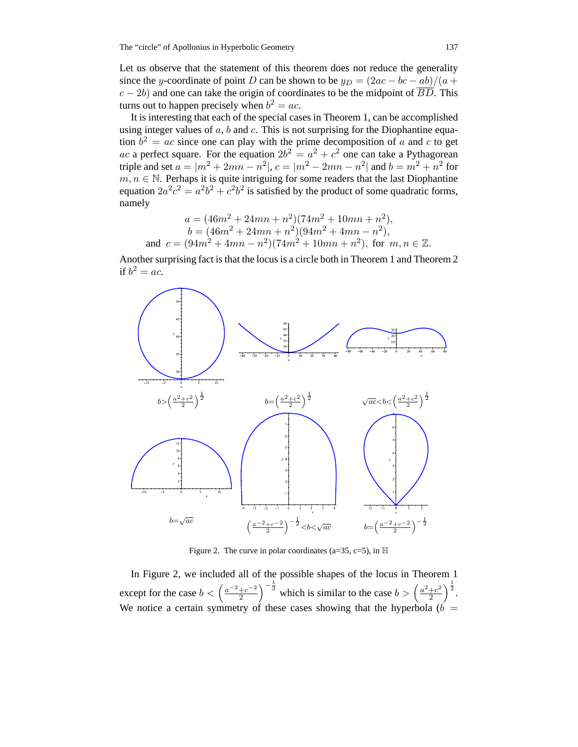Let us observe that the statement of this theorem does not reduce the generality since the $y$-coordinate of point $D$ can be shown to be $y_D = (2ac - bc - ab)/(a + c - 2b)$ and one can take the origin of coordinates to be the midpoint of $\overline{BD}$. This turns out to happen precisely when $b^2 = ac$.

It is interesting that each of the special cases in Theorem 1, can be accomplished using integer values of $a$, $b$ and $c$. This is not surprising for the Diophantine equation $b^2 = ac$ since one can play with the prime decomposition of $a$ and $c$ to get $ac$ a perfect square. For the equation $2b^2 = a^2 + c^2$ one can take a Pythagorean triple and set $a = |m^2 + 2mn - n^2|$, $c = |m^2 - 2mn - n^2|$ and $b = m^2 + n^2$ for $m, n \in \mathbb{N}$. Perhaps it is quite intriguing for some readers that the last Diophantine equation $2a^2c^2 = a^2b^2 + c^2b^2$ is satisfied by the product of some quadratic forms, namely

$$a = (46m^2 + 24mn + n^2)(74m^2 + 10mn + n^2),$$
$$b = (46m^2 + 24mn + n^2)(94m^2 + 4mn - n^2),$$
$$\text{and } c = (94m^2 + 4mn - n^2)(74m^2 + 10mn + n^2), \text{ for } m, n \in \mathbb{Z}.$$

Another surprising fact is that the locus is a circle both in Theorem 1 and Theorem 2 if $b^2 = ac$.

$b > \left(\frac{a^2+c^2}{2}\right)^{\frac{1}{2}}$ $\quad$ $b = \left(\frac{a^2+c^2}{2}\right)^{\frac{1}{2}}$ $\quad$ $\sqrt{ac} < b < \left(\frac{a^2+c^2}{2}\right)^{\frac{1}{2}}$

$b = \sqrt{ac}$ $\quad$ $\left(\frac{a^{-2}+c^{-2}}{2}\right)^{-\frac{1}{2}} < b < \sqrt{ac}$ $\quad$ $b = \left(\frac{a^{-2}+c^{-2}}{2}\right)^{-\frac{1}{2}}$

Figure 2. The curve in polar coordinates (a=35, c=5), in $\mathbb{H}$

In Figure 2, we included all of the possible shapes of the locus in Theorem 1 except for the case $b < \left(\frac{a^{-2}+c^{-2}}{2}\right)^{-\frac{1}{2}}$ which is similar to the case $b > \left(\frac{a^2+c^2}{2}\right)^{\frac{1}{2}}$. We notice a certain symmetry of these cases showing that the hyperbola ($b =$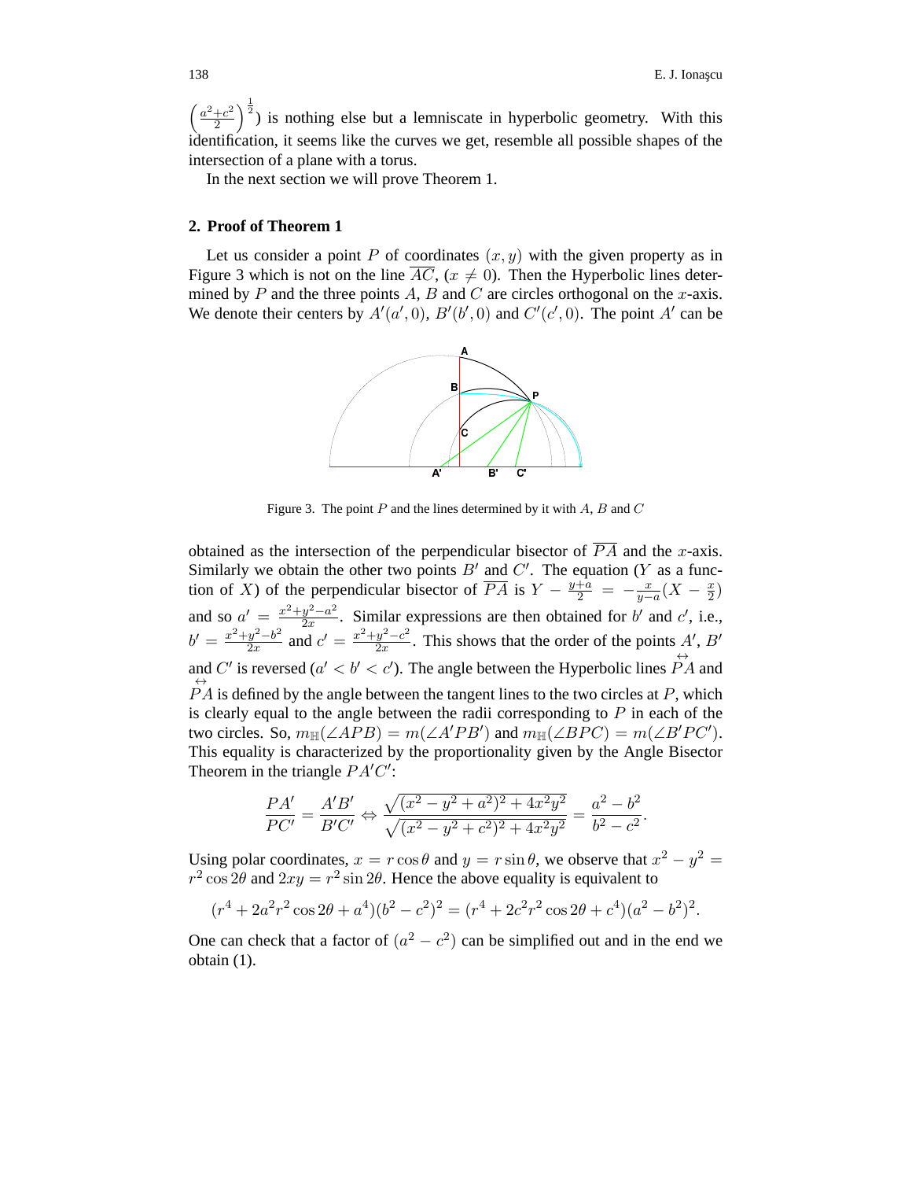$\left(\frac{a^2+c^2}{2}\right)^{\frac{1}{2}}$) is nothing else but a lemniscate in hyperbolic geometry. With this identification, it seems like the curves we get, resemble all possible shapes of the intersection of a plane with a torus.

In the next section we will prove Theorem 1.

## 2. Proof of Theorem 1

Let us consider a point $P$ of coordinates $(x, y)$ with the given property as in Figure 3 which is not on the line $\overline{AC}$, ($x \neq 0$). Then the Hyperbolic lines determined by $P$ and the three points $A$, $B$ and $C$ are circles orthogonal on the $x$-axis. We denote their centers by $A'(a', 0)$, $B'(b', 0)$ and $C'(c', 0)$. The point $A'$ can be

Figure 3. The point $P$ and the lines determined by it with $A$, $B$ and $C$

obtained as the intersection of the perpendicular bisector of $\overline{PA}$ and the $x$-axis. Similarly we obtain the other two points $B'$ and $C'$. The equation ($Y$ as a function of $X$) of the perpendicular bisector of $\overline{PA}$ is $Y - \frac{y+a}{2} = -\frac{x}{y-a}(X - \frac{x}{2})$ and so $a' = \frac{x^2+y^2-a^2}{2x}$. Similar expressions are then obtained for $b'$ and $c'$, i.e., $b' = \frac{x^2+y^2-b^2}{2x}$ and $c' = \frac{x^2+y^2-c^2}{2x}$. This shows that the order of the points $A'$, $B'$ and $C'$ is reversed ($a' < b' < c'$). The angle between the Hyperbolic lines $\overleftrightarrow{PA}$ and $\overleftrightarrow{PA}$ is defined by the angle between the tangent lines to the two circles at $P$, which is clearly equal to the angle between the radii corresponding to $P$ in each of the two circles. So, $m_{\mathbb{H}}(\angle APB) = m(\angle A'PB')$ and $m_{\mathbb{H}}(\angle BPC) = m(\angle B'PC')$. This equality is characterized by the proportionality given by the Angle Bisector Theorem in the triangle $PA'C'$:

$$\frac{PA'}{PC'} = \frac{A'B'}{B'C'} \Leftrightarrow \frac{\sqrt{(x^2-y^2+a^2)^2+4x^2y^2}}{\sqrt{(x^2-y^2+c^2)^2+4x^2y^2}} = \frac{a^2-b^2}{b^2-c^2}.$$

Using polar coordinates, $x = r\cos\theta$ and $y = r\sin\theta$, we observe that $x^2 - y^2 = r^2\cos 2\theta$ and $2xy = r^2\sin 2\theta$. Hence the above equality is equivalent to

$$(r^4 + 2a^2r^2\cos 2\theta + a^4)(b^2-c^2)^2 = (r^4 + 2c^2r^2\cos 2\theta + c^4)(a^2-b^2)^2.$$

One can check that a factor of $(a^2 - c^2)$ can be simplified out and in the end we obtain (1).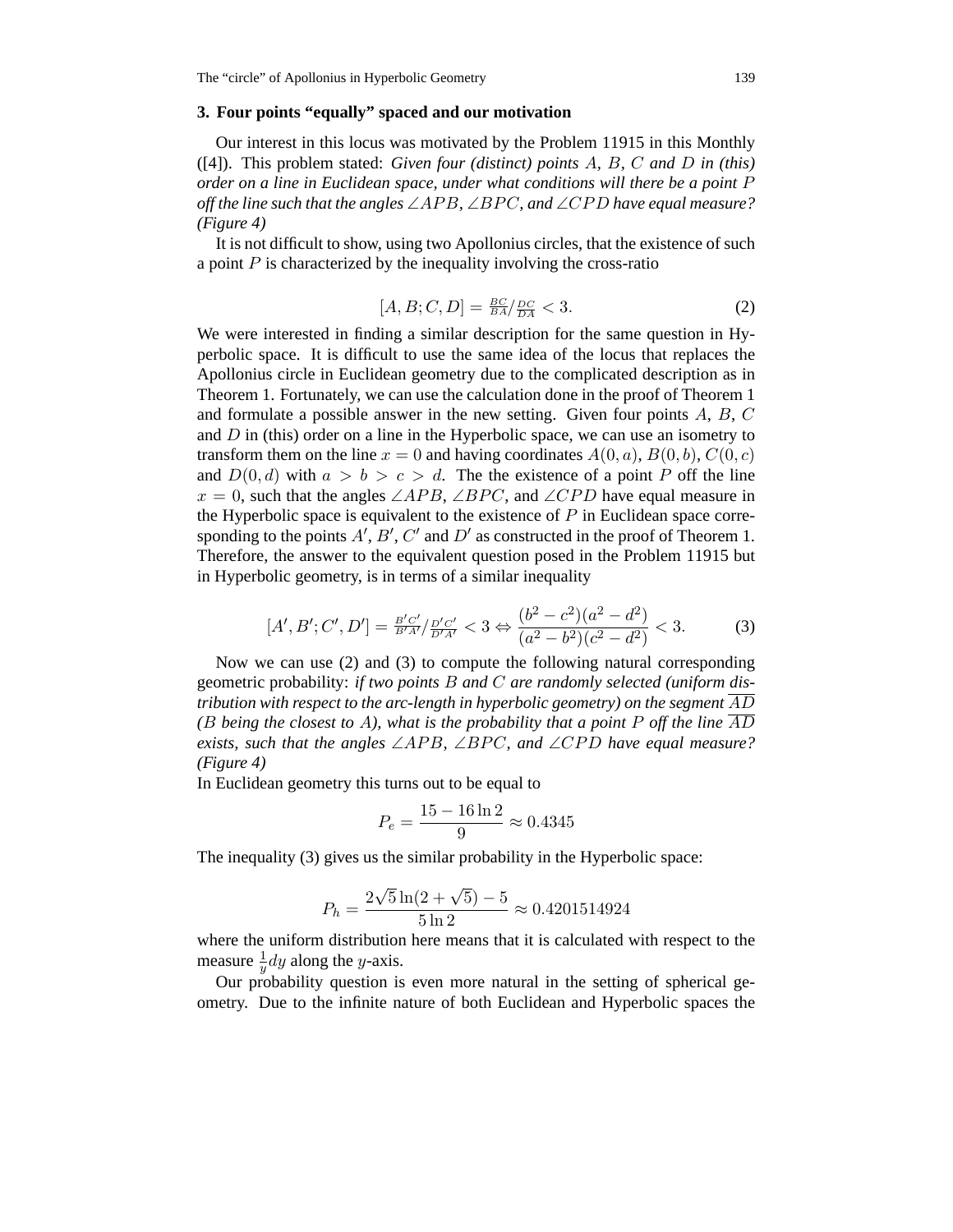## 3. Four points "equally" spaced and our motivation

Our interest in this locus was motivated by the Problem 11915 in this Monthly ([4]). This problem stated: *Given four (distinct) points $A$, $B$, $C$ and $D$ in (this) order on a line in Euclidean space, under what conditions will there be a point $P$ off the line such that the angles $\angle APB$, $\angle BPC$, and $\angle CPD$ have equal measure? (Figure 4)*

It is not difficult to show, using two Apollonius circles, that the existence of such a point $P$ is characterized by the inequality involving the cross-ratio

$$[A, B; C, D] = \tfrac{BC}{BA} / \tfrac{DC}{DA} < 3. \tag{2}$$

We were interested in finding a similar description for the same question in Hyperbolic space. It is difficult to use the same idea of the locus that replaces the Apollonius circle in Euclidean geometry due to the complicated description as in Theorem 1. Fortunately, we can use the calculation done in the proof of Theorem 1 and formulate a possible answer in the new setting. Given four points $A$, $B$, $C$ and $D$ in (this) order on a line in the Hyperbolic space, we can use an isometry to transform them on the line $x = 0$ and having coordinates $A(0, a)$, $B(0, b)$, $C(0, c)$ and $D(0, d)$ with $a > b > c > d$. The the existence of a point $P$ off the line $x = 0$, such that the angles $\angle APB$, $\angle BPC$, and $\angle CPD$ have equal measure in the Hyperbolic space is equivalent to the existence of $P$ in Euclidean space corresponding to the points $A'$, $B'$, $C'$ and $D'$ as constructed in the proof of Theorem 1. Therefore, the answer to the equivalent question posed in the Problem 11915 but in Hyperbolic geometry, is in terms of a similar inequality

$$[A', B'; C', D'] = \tfrac{B'C'}{B'A'} / \tfrac{D'C'}{D'A'} < 3 \Leftrightarrow \frac{(b^2 - c^2)(a^2 - d^2)}{(a^2 - b^2)(c^2 - d^2)} < 3. \tag{3}$$

Now we can use (2) and (3) to compute the following natural corresponding geometric probability: *if two points $B$ and $C$ are randomly selected (uniform distribution with respect to the arc-length in hyperbolic geometry) on the segment $\overline{AD}$ ($B$ being the closest to $A$), what is the probability that a point $P$ off the line $\overline{AD}$ exists, such that the angles $\angle APB$, $\angle BPC$, and $\angle CPD$ have equal measure? (Figure 4)*

In Euclidean geometry this turns out to be equal to

$$P_e = \frac{15 - 16 \ln 2}{9} \approx 0.4345$$

The inequality (3) gives us the similar probability in the Hyperbolic space:

$$P_h = \frac{2\sqrt{5} \ln(2 + \sqrt{5}) - 5}{5 \ln 2} \approx 0.4201514924$$

where the uniform distribution here means that it is calculated with respect to the measure $\frac{1}{y} dy$ along the $y$-axis.

Our probability question is even more natural in the setting of spherical geometry. Due to the infinite nature of both Euclidean and Hyperbolic spaces the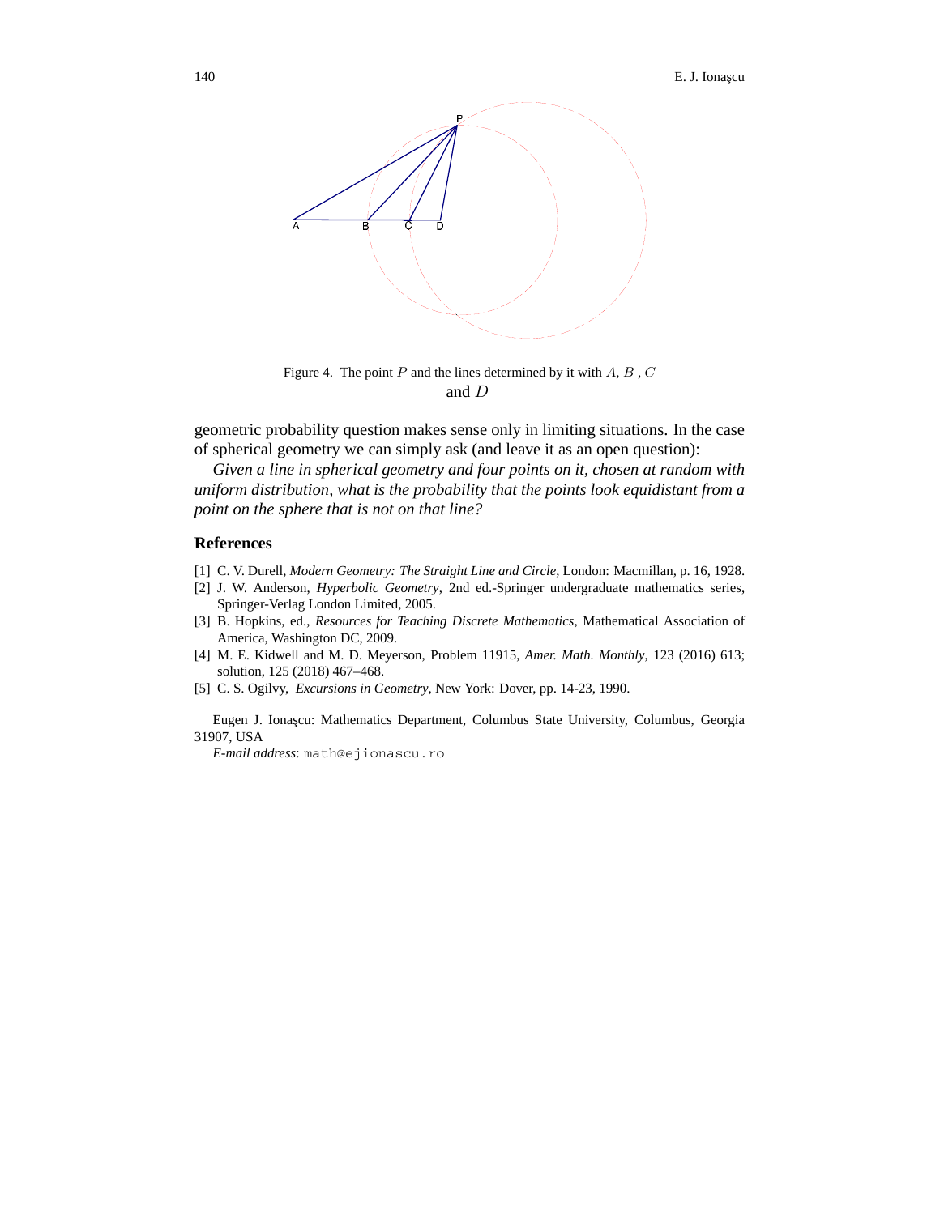P

A B C D

Figure 4. The point $P$ and the lines determined by it with $A$, $B$ , $C$ and $D$

geometric probability question makes sense only in limiting situations. In the case of spherical geometry we can simply ask (and leave it as an open question):

*Given a line in spherical geometry and four points on it, chosen at random with uniform distribution, what is the probability that the points look equidistant from a point on the sphere that is not on that line?*

## References

[1] C. V. Durell, *Modern Geometry: The Straight Line and Circle*, London: Macmillan, p. 16, 1928.

[2] J. W. Anderson, *Hyperbolic Geometry*, 2nd ed.-Springer undergraduate mathematics series, Springer-Verlag London Limited, 2005.

[3] B. Hopkins, ed., *Resources for Teaching Discrete Mathematics*, Mathematical Association of America, Washington DC, 2009.

[4] M. E. Kidwell and M. D. Meyerson, Problem 11915, *Amer. Math. Monthly*, 123 (2016) 613; solution, 125 (2018) 467–468.

[5] C. S. Ogilvy, *Excursions in Geometry*, New York: Dover, pp. 14-23, 1990.

Eugen J. Ionaşcu: Mathematics Department, Columbus State University, Columbus, Georgia 31907, USA

*E-mail address*: math@ejionascu.ro